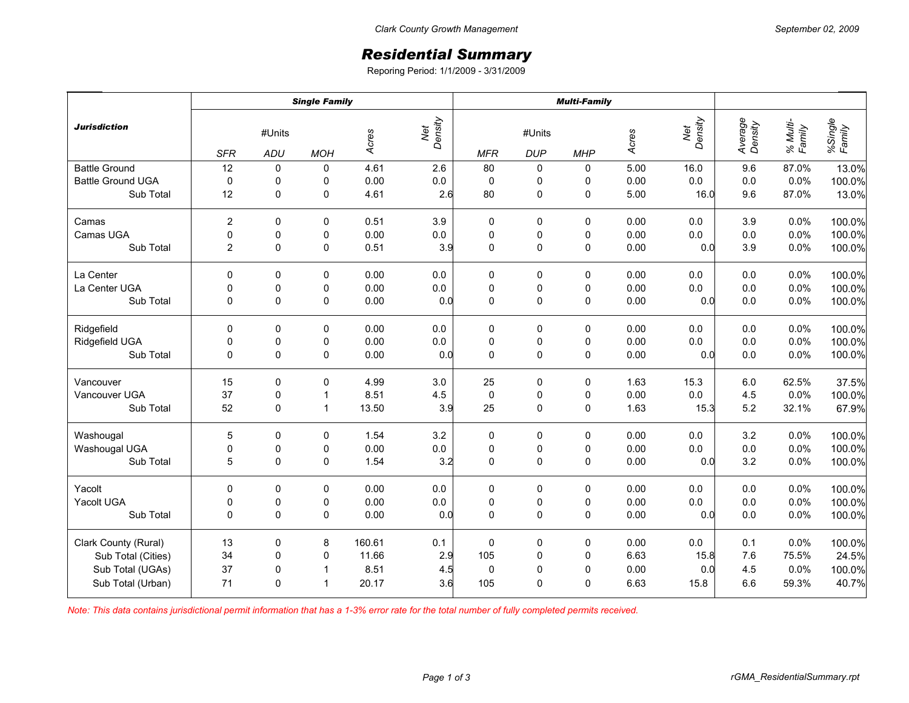Clark County Growth Management

September 02, 2009

# *Residential Summary*

Reporing Period: 1/1/2009 - 3/31/2009

| *Jurisdiction* | ***Single Family*** | | | | | ***Multi-Family*** | | | | | | | |
|---|---|---|---|---|---|---|---|---|---|---|---|---|---|
| | #Units | | | *Acres* | *Net Density* | #Units | | | *Acres* | *Net Density* | *Average Density* | *% Multi-Family* | *%Single Family* |
| | *SFR* | *ADU* | *MOH* | | | *MFR* | *DUP* | *MHP* | | | | | |
| Battle Ground | 12 | 0 | 0 | 4.61 | 2.6 | 80 | 0 | 0 | 5.00 | 16.0 | 9.6 | 87.0% | 13.0% |
| Battle Ground UGA | 0 | 0 | 0 | 0.00 | 0.0 | 0 | 0 | 0 | 0.00 | 0.0 | 0.0 | 0.0% | 100.0% |
| Sub Total | 12 | 0 | 0 | 4.61 | 2.6 | 80 | 0 | 0 | 5.00 | 16.0 | 9.6 | 87.0% | 13.0% |
| Camas | 2 | 0 | 0 | 0.51 | 3.9 | 0 | 0 | 0 | 0.00 | 0.0 | 3.9 | 0.0% | 100.0% |
| Camas UGA | 0 | 0 | 0 | 0.00 | 0.0 | 0 | 0 | 0 | 0.00 | 0.0 | 0.0 | 0.0% | 100.0% |
| Sub Total | 2 | 0 | 0 | 0.51 | 3.9 | 0 | 0 | 0 | 0.00 | 0.0 | 3.9 | 0.0% | 100.0% |
| La Center | 0 | 0 | 0 | 0.00 | 0.0 | 0 | 0 | 0 | 0.00 | 0.0 | 0.0 | 0.0% | 100.0% |
| La Center UGA | 0 | 0 | 0 | 0.00 | 0.0 | 0 | 0 | 0 | 0.00 | 0.0 | 0.0 | 0.0% | 100.0% |
| Sub Total | 0 | 0 | 0 | 0.00 | 0.0 | 0 | 0 | 0 | 0.00 | 0.0 | 0.0 | 0.0% | 100.0% |
| Ridgefield | 0 | 0 | 0 | 0.00 | 0.0 | 0 | 0 | 0 | 0.00 | 0.0 | 0.0 | 0.0% | 100.0% |
| Ridgefield UGA | 0 | 0 | 0 | 0.00 | 0.0 | 0 | 0 | 0 | 0.00 | 0.0 | 0.0 | 0.0% | 100.0% |
| Sub Total | 0 | 0 | 0 | 0.00 | 0.0 | 0 | 0 | 0 | 0.00 | 0.0 | 0.0 | 0.0% | 100.0% |
| Vancouver | 15 | 0 | 0 | 4.99 | 3.0 | 25 | 0 | 0 | 1.63 | 15.3 | 6.0 | 62.5% | 37.5% |
| Vancouver UGA | 37 | 0 | 1 | 8.51 | 4.5 | 0 | 0 | 0 | 0.00 | 0.0 | 4.5 | 0.0% | 100.0% |
| Sub Total | 52 | 0 | 1 | 13.50 | 3.9 | 25 | 0 | 0 | 1.63 | 15.3 | 5.2 | 32.1% | 67.9% |
| Washougal | 5 | 0 | 0 | 1.54 | 3.2 | 0 | 0 | 0 | 0.00 | 0.0 | 3.2 | 0.0% | 100.0% |
| Washougal UGA | 0 | 0 | 0 | 0.00 | 0.0 | 0 | 0 | 0 | 0.00 | 0.0 | 0.0 | 0.0% | 100.0% |
| Sub Total | 5 | 0 | 0 | 1.54 | 3.2 | 0 | 0 | 0 | 0.00 | 0.0 | 3.2 | 0.0% | 100.0% |
| Yacolt | 0 | 0 | 0 | 0.00 | 0.0 | 0 | 0 | 0 | 0.00 | 0.0 | 0.0 | 0.0% | 100.0% |
| Yacolt UGA | 0 | 0 | 0 | 0.00 | 0.0 | 0 | 0 | 0 | 0.00 | 0.0 | 0.0 | 0.0% | 100.0% |
| Sub Total | 0 | 0 | 0 | 0.00 | 0.0 | 0 | 0 | 0 | 0.00 | 0.0 | 0.0 | 0.0% | 100.0% |
| Clark County (Rural) | 13 | 0 | 8 | 160.61 | 0.1 | 0 | 0 | 0 | 0.00 | 0.0 | 0.1 | 0.0% | 100.0% |
| Sub Total (Cities) | 34 | 0 | 0 | 11.66 | 2.9 | 105 | 0 | 0 | 6.63 | 15.8 | 7.6 | 75.5% | 24.5% |
| Sub Total (UGAs) | 37 | 0 | 1 | 8.51 | 4.5 | 0 | 0 | 0 | 0.00 | 0.0 | 4.5 | 0.0% | 100.0% |
| Sub Total (Urban) | 71 | 0 | 1 | 20.17 | 3.6 | 105 | 0 | 0 | 6.63 | 15.8 | 6.6 | 59.3% | 40.7% |

*Note: This data contains jurisdictional permit information that has a 1-3% error rate for the total number of fully completed permits received.*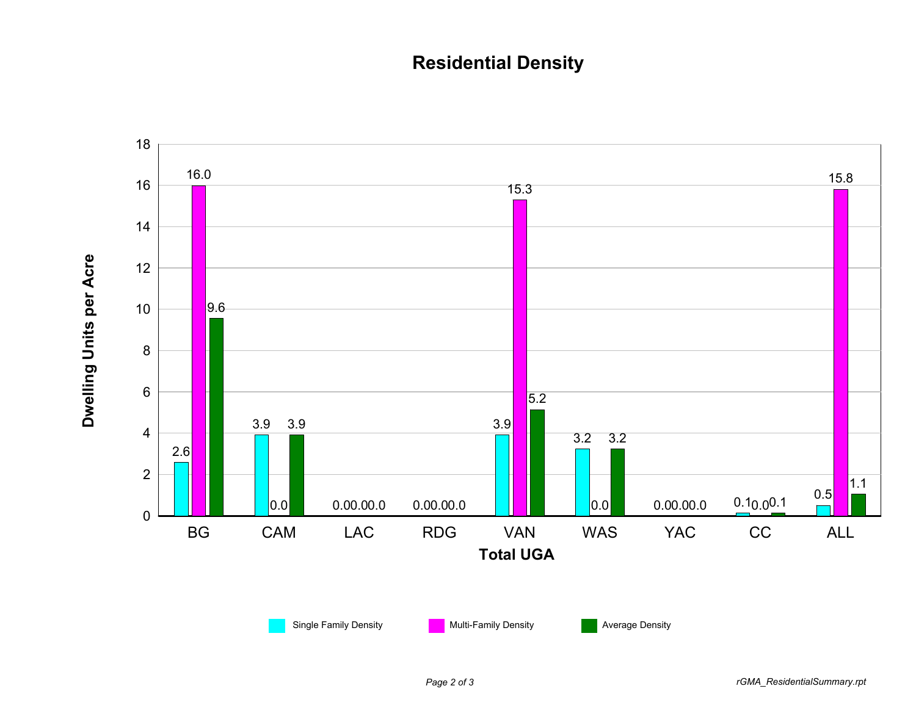# Residential Density

| Total UGA | Single Family Density | Multi-Family Density | Average Density |
|---|---|---|---|
| BG | 2.6 | 16.0 | 9.6 |
| CAM | 3.9 | 0.0 | 3.9 |
| LAC | 0.0 | 0.0 | 0.0 |
| RDG | 0.0 | 0.0 | 0.0 |
| VAN | 3.9 | 15.3 | 5.2 |
| WAS | 3.2 | 0.0 | 3.2 |
| YAC | 0.0 | 0.0 | 0.0 |
| CC | 0.1 | 0.0 | 0.1 |
| ALL | 0.5 | 15.8 | 1.1 |

Dwelling Units per Acre

*rGMA_ResidentialSummary.rpt*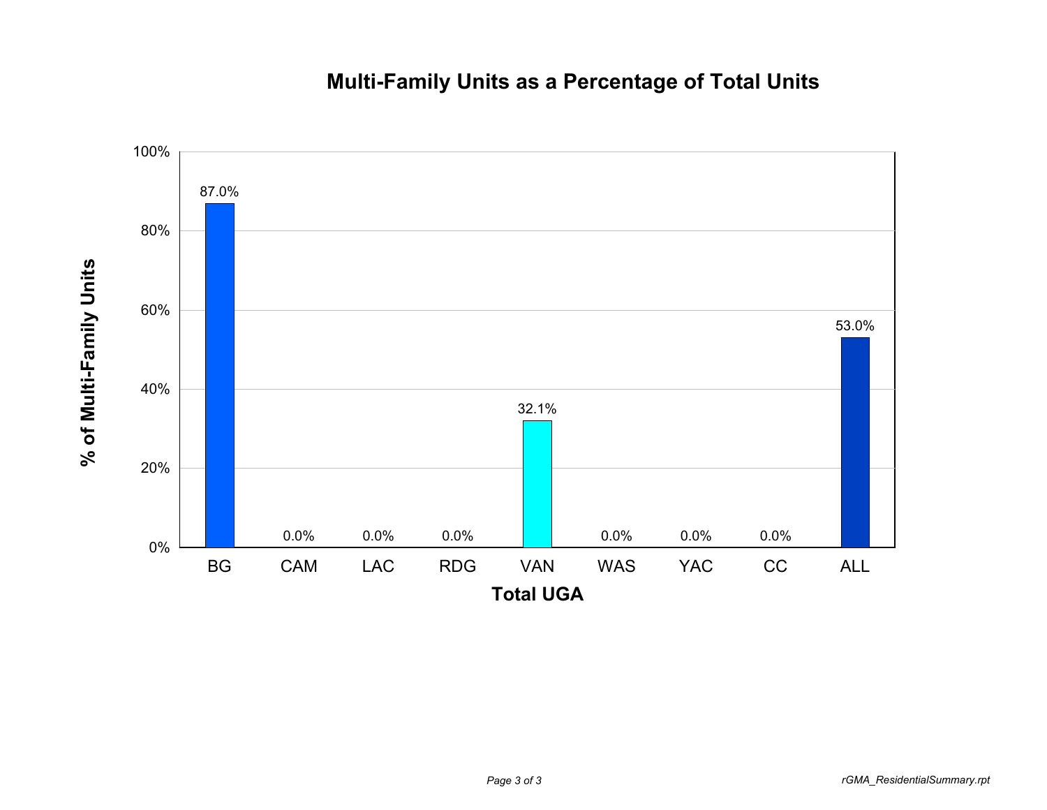## Multi-Family Units as a Percentage of Total Units

% of Multi-Family Units

100%
80%
60%
40%
20%
0%

87.0%
0.0%
0.0%
0.0%
32.1%
0.0%
0.0%
0.0%
53.0%

BG CAM LAC RDG VAN WAS YAC CC ALL

Total UGA

rGMA_ResidentialSummary.rpt